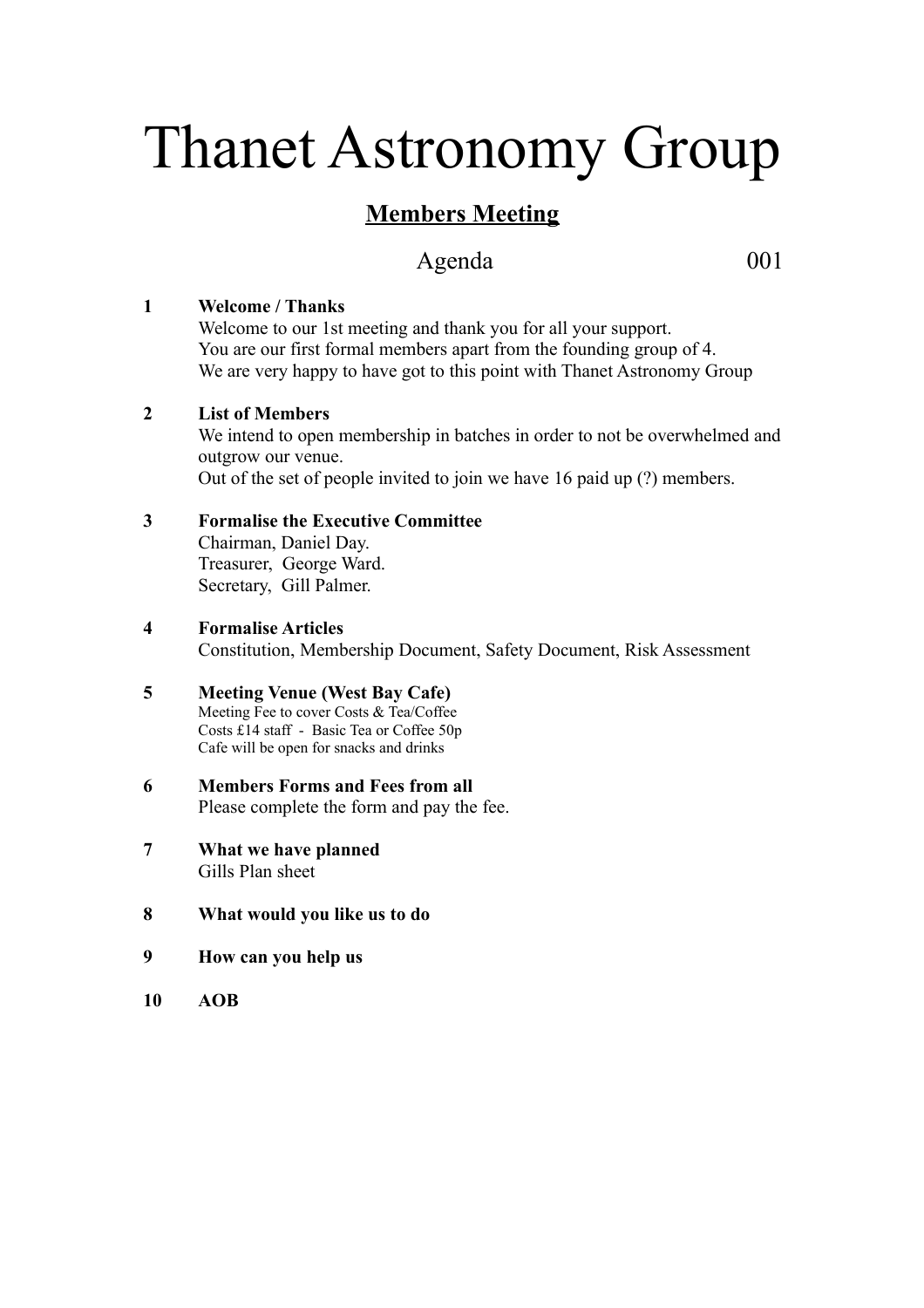# Thanet Astronomy Group

## Members Meeting

Agenda 001

**1 Welcome / Thanks**

Welcome to our 1st meeting and thank you for all your support.
You are our first formal members apart from the founding group of 4.
We are very happy to have got to this point with Thanet Astronomy Group

**2 List of Members**

We intend to open membership in batches in order to not be overwhelmed and outgrow our venue.
Out of the set of people invited to join we have 16 paid up (?) members.

**3 Formalise the Executive Committee**

Chairman, Daniel Day.
Treasurer, George Ward.
Secretary, Gill Palmer.

**4 Formalise Articles**

Constitution, Membership Document, Safety Document, Risk Assessment

**5 Meeting Venue (West Bay Cafe)**

Meeting Fee to cover Costs & Tea/Coffee
Costs £14 staff - Basic Tea or Coffee 50p
Cafe will be open for snacks and drinks

**6 Members Forms and Fees from all**

Please complete the form and pay the fee.

**7 What we have planned**

Gills Plan sheet

**8 What would you like us to do**

**9 How can you help us**

**10 AOB**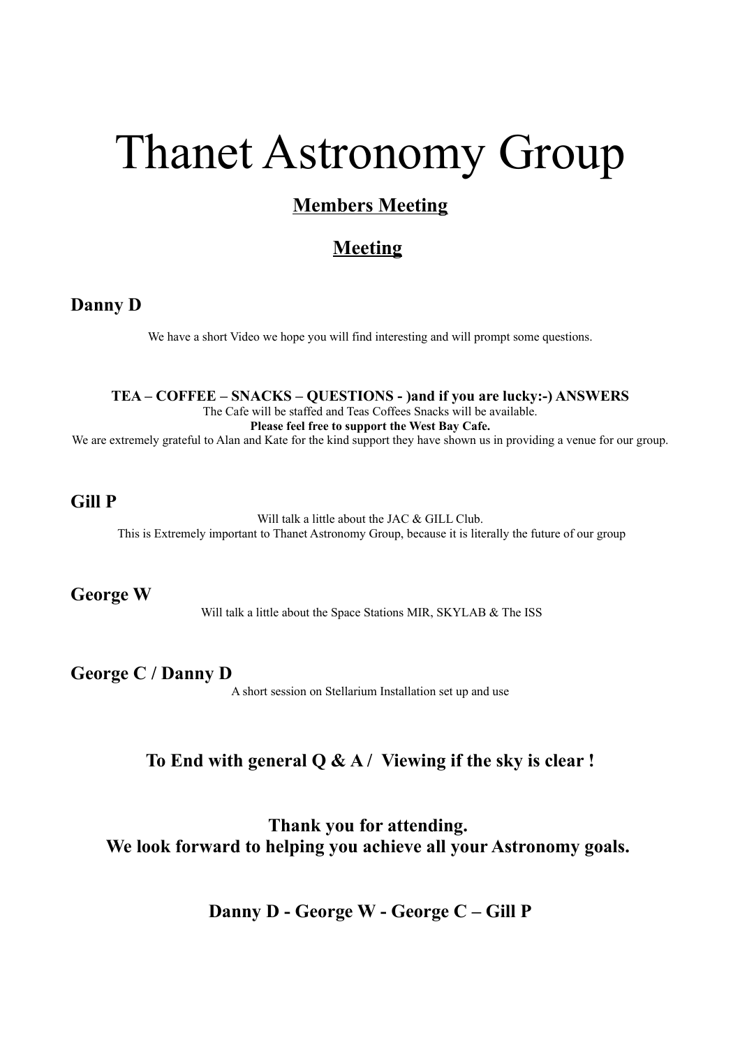# Thanet Astronomy Group

## Members Meeting

## Meeting

### Danny D

We have a short Video we hope you will find interesting and will prompt some questions.

**TEA – COFFEE – SNACKS – QUESTIONS - )and if you are lucky:-) ANSWERS**
The Cafe will be staffed and Teas Coffees Snacks will be available.
**Please feel free to support the West Bay Cafe.**
We are extremely grateful to Alan and Kate for the kind support they have shown us in providing a venue for our group.

### Gill P

Will talk a little about the JAC & GILL Club.
This is Extremely important to Thanet Astronomy Group, because it is literally the future of our group

### George W

Will talk a little about the Space Stations MIR, SKYLAB & The ISS

### George C / Danny D

A short session on Stellarium Installation set up and use

**To End with general Q & A / Viewing if the sky is clear !**

**Thank you for attending.**
**We look forward to helping you achieve all your Astronomy goals.**

**Danny D - George W - George C – Gill P**